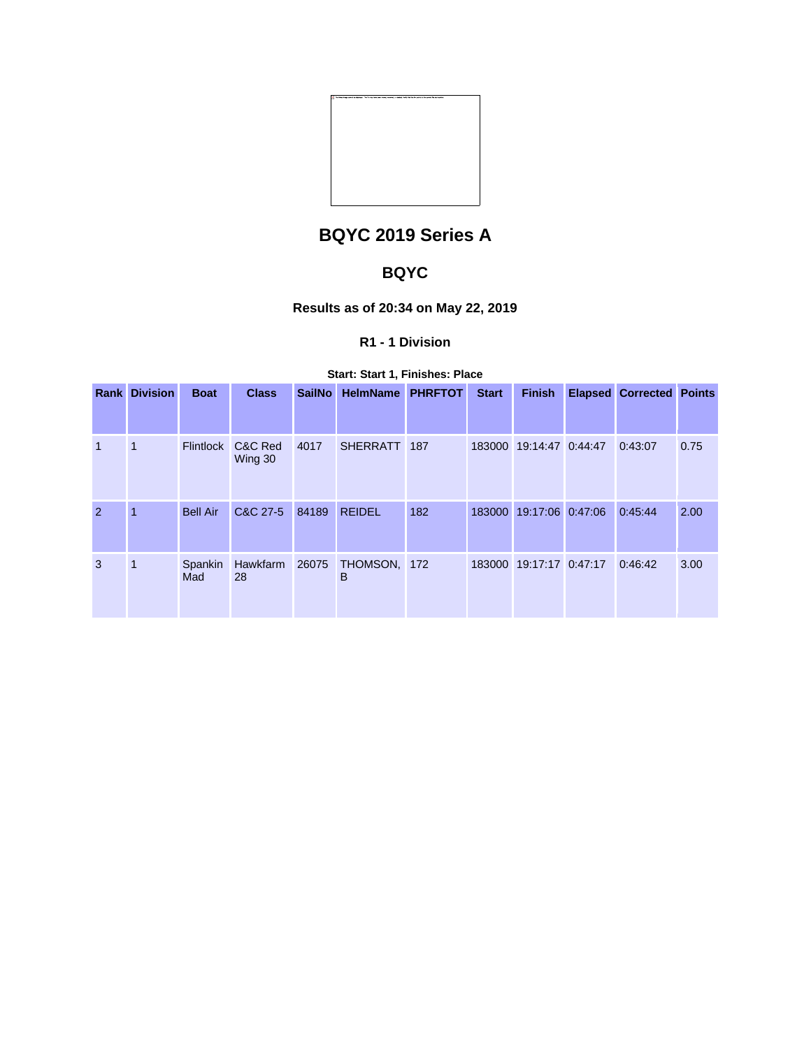# BQYC 2019 Series A

## BQYC

### Results as of 20:34 on May 22, 2019

#### R1 - 1 Division

**Start: Start 1, Finishes: Place**

| Rank | Division | Boat | Class | SailNo | HelmName | PHRFTOT | Start | Finish | Elapsed | Corrected | Points |
|---|---|---|---|---|---|---|---|---|---|---|---|
| 1 | 1 | Flintlock | C&C Red Wing 30 | 4017 | SHERRATT | 187 | 183000 | 19:14:47 | 0:44:47 | 0:43:07 | 0.75 |
| 2 | 1 | Bell Air | C&C 27-5 | 84189 | REIDEL | 182 | 183000 | 19:17:06 | 0:47:06 | 0:45:44 | 2.00 |
| 3 | 1 | Spankin Mad | Hawkfarm 28 | 26075 | THOMSON, B | 172 | 183000 | 19:17:17 | 0:47:17 | 0:46:42 | 3.00 |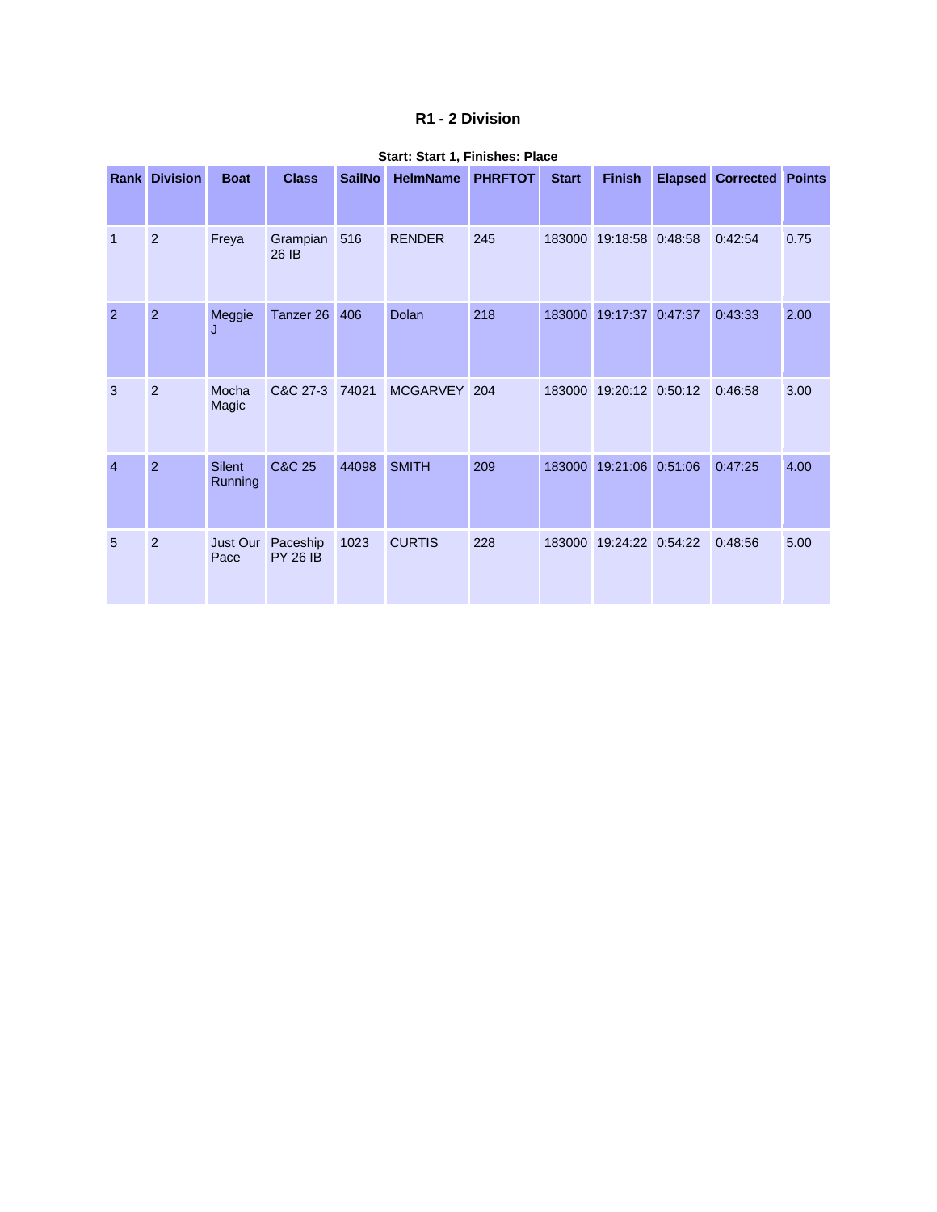# R1 - 2 Division

**Start: Start 1, Finishes: Place**

| Rank | Division | Boat | Class | SailNo | HelmName | PHRFTOT | Start | Finish | Elapsed | Corrected | Points |
|---|---|---|---|---|---|---|---|---|---|---|---|
| 1 | 2 | Freya | Grampian 26 IB | 516 | RENDER | 245 | 183000 | 19:18:58 | 0:48:58 | 0:42:54 | 0.75 |
| 2 | 2 | Meggie J | Tanzer 26 | 406 | Dolan | 218 | 183000 | 19:17:37 | 0:47:37 | 0:43:33 | 2.00 |
| 3 | 2 | Mocha Magic | C&C 27-3 | 74021 | MCGARVEY | 204 | 183000 | 19:20:12 | 0:50:12 | 0:46:58 | 3.00 |
| 4 | 2 | Silent Running | C&C 25 | 44098 | SMITH | 209 | 183000 | 19:21:06 | 0:51:06 | 0:47:25 | 4.00 |
| 5 | 2 | Just Our Pace | Paceship PY 26 IB | 1023 | CURTIS | 228 | 183000 | 19:24:22 | 0:54:22 | 0:48:56 | 5.00 |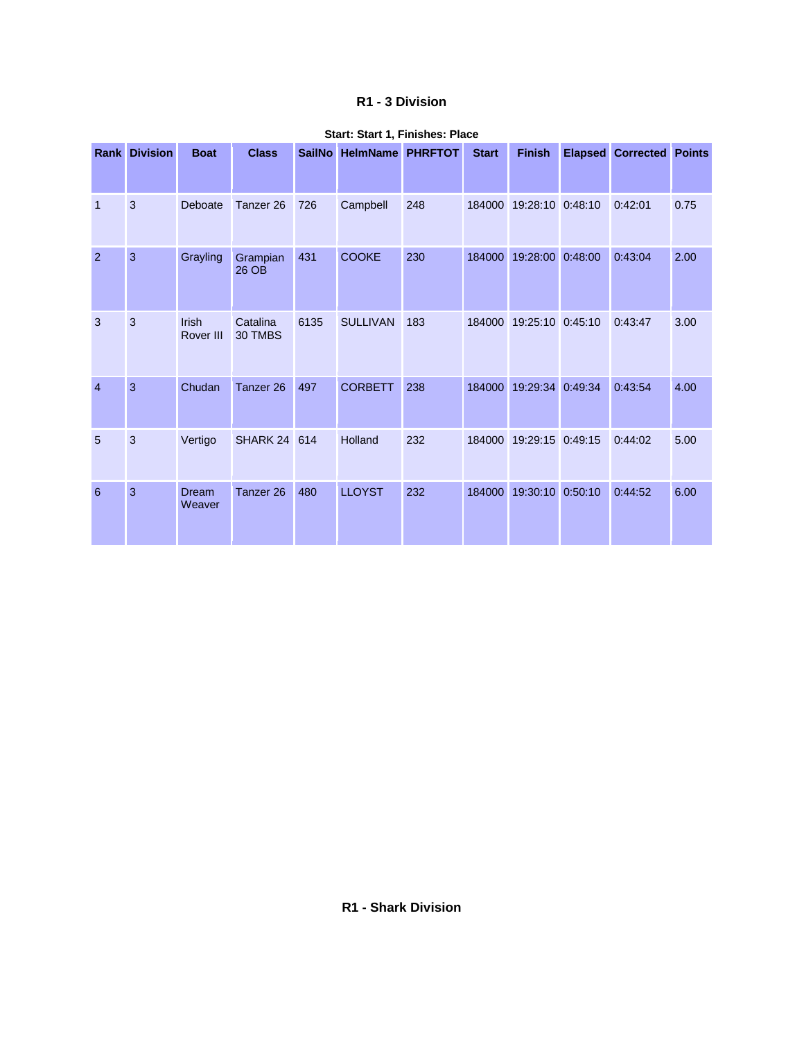## R1 - 3 Division

**Start: Start 1, Finishes: Place**

| Rank | Division | Boat | Class | SailNo | HelmName | PHRFTOT | Start | Finish | Elapsed | Corrected | Points |
|---|---|---|---|---|---|---|---|---|---|---|---|
| 1 | 3 | Deboate | Tanzer 26 | 726 | Campbell | 248 | 184000 | 19:28:10 | 0:48:10 | 0:42:01 | 0.75 |
| 2 | 3 | Grayling | Grampian 26 OB | 431 | COOKE | 230 | 184000 | 19:28:00 | 0:48:00 | 0:43:04 | 2.00 |
| 3 | 3 | Irish Rover III | Catalina 30 TMBS | 6135 | SULLIVAN | 183 | 184000 | 19:25:10 | 0:45:10 | 0:43:47 | 3.00 |
| 4 | 3 | Chudan | Tanzer 26 | 497 | CORBETT | 238 | 184000 | 19:29:34 | 0:49:34 | 0:43:54 | 4.00 |
| 5 | 3 | Vertigo | SHARK 24 | 614 | Holland | 232 | 184000 | 19:29:15 | 0:49:15 | 0:44:02 | 5.00 |
| 6 | 3 | Dream Weaver | Tanzer 26 | 480 | LLOYST | 232 | 184000 | 19:30:10 | 0:50:10 | 0:44:52 | 6.00 |

## R1 - Shark Division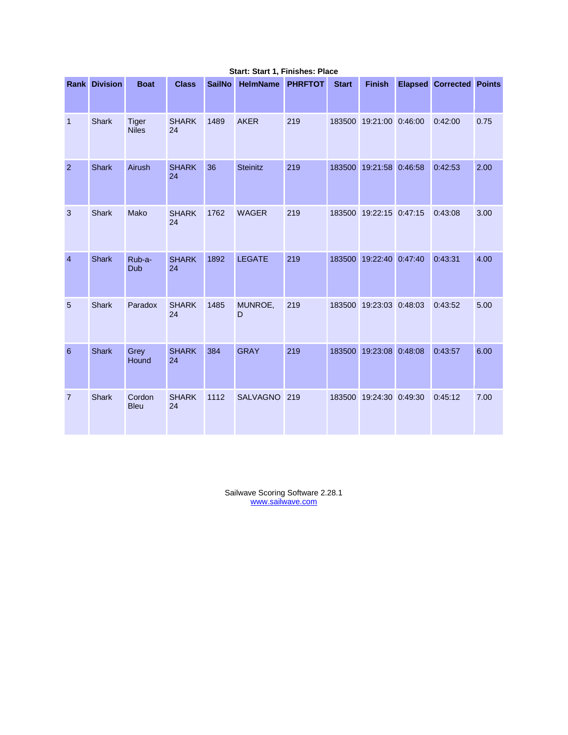**Start: Start 1, Finishes: Place**

| Rank | Division | Boat | Class | SailNo | HelmName | PHRFTOT | Start | Finish | Elapsed | Corrected | Points |
|---|---|---|---|---|---|---|---|---|---|---|---|
| 1 | Shark | Tiger Niles | SHARK 24 | 1489 | AKER | 219 | 183500 | 19:21:00 | 0:46:00 | 0:42:00 | 0.75 |
| 2 | Shark | Airush | SHARK 24 | 36 | Steinitz | 219 | 183500 | 19:21:58 | 0:46:58 | 0:42:53 | 2.00 |
| 3 | Shark | Mako | SHARK 24 | 1762 | WAGER | 219 | 183500 | 19:22:15 | 0:47:15 | 0:43:08 | 3.00 |
| 4 | Shark | Rub-a-Dub | SHARK 24 | 1892 | LEGATE | 219 | 183500 | 19:22:40 | 0:47:40 | 0:43:31 | 4.00 |
| 5 | Shark | Paradox | SHARK 24 | 1485 | MUNROE, D | 219 | 183500 | 19:23:03 | 0:48:03 | 0:43:52 | 5.00 |
| 6 | Shark | Grey Hound | SHARK 24 | 384 | GRAY | 219 | 183500 | 19:23:08 | 0:48:08 | 0:43:57 | 6.00 |
| 7 | Shark | Cordon Bleu | SHARK 24 | 1112 | SALVAGNO | 219 | 183500 | 19:24:30 | 0:49:30 | 0:45:12 | 7.00 |

Sailwave Scoring Software 2.28.1
www.sailwave.com